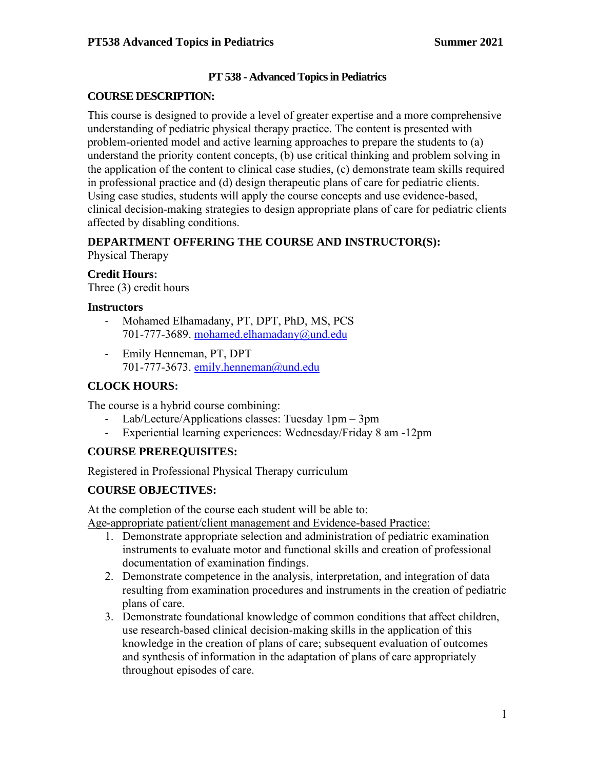# PT 538 - Advanced Topics in Pediatrics

## COURSE DESCRIPTION:

This course is designed to provide a level of greater expertise and a more comprehensive understanding of pediatric physical therapy practice. The content is presented with problem-oriented model and active learning approaches to prepare the students to (a) understand the priority content concepts, (b) use critical thinking and problem solving in the application of the content to clinical case studies, (c) demonstrate team skills required in professional practice and (d) design therapeutic plans of care for pediatric clients. Using case studies, students will apply the course concepts and use evidence-based, clinical decision-making strategies to design appropriate plans of care for pediatric clients affected by disabling conditions.

## DEPARTMENT OFFERING THE COURSE AND INSTRUCTOR(S):

Physical Therapy

### Credit Hours:

Three (3) credit hours

### Instructors

- Mohamed Elhamadany, PT, DPT, PhD, MS, PCS
  701-777-3689. mohamed.elhamadany@und.edu
- Emily Henneman, PT, DPT
  701-777-3673. emily.henneman@und.edu

## CLOCK HOURS:

The course is a hybrid course combining:

- Lab/Lecture/Applications classes: Tuesday 1pm – 3pm
- Experiential learning experiences: Wednesday/Friday 8 am -12pm

## COURSE PREREQUISITES:

Registered in Professional Physical Therapy curriculum

## COURSE OBJECTIVES:

At the completion of the course each student will be able to:

Age-appropriate patient/client management and Evidence-based Practice:

1. Demonstrate appropriate selection and administration of pediatric examination instruments to evaluate motor and functional skills and creation of professional documentation of examination findings.
2. Demonstrate competence in the analysis, interpretation, and integration of data resulting from examination procedures and instruments in the creation of pediatric plans of care.
3. Demonstrate foundational knowledge of common conditions that affect children, use research-based clinical decision-making skills in the application of this knowledge in the creation of plans of care; subsequent evaluation of outcomes and synthesis of information in the adaptation of plans of care appropriately throughout episodes of care.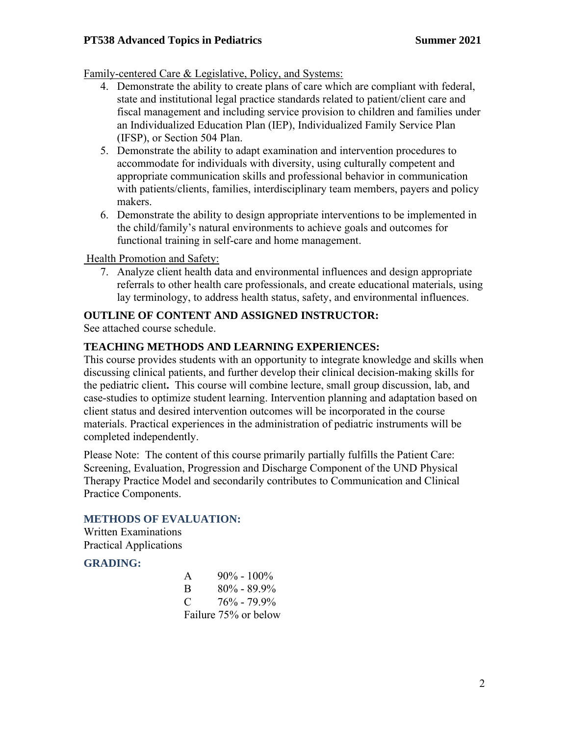Family-centered Care & Legislative, Policy, and Systems:

4. Demonstrate the ability to create plans of care which are compliant with federal, state and institutional legal practice standards related to patient/client care and fiscal management and including service provision to children and families under an Individualized Education Plan (IEP), Individualized Family Service Plan (IFSP), or Section 504 Plan.
5. Demonstrate the ability to adapt examination and intervention procedures to accommodate for individuals with diversity, using culturally competent and appropriate communication skills and professional behavior in communication with patients/clients, families, interdisciplinary team members, payers and policy makers.
6. Demonstrate the ability to design appropriate interventions to be implemented in the child/family's natural environments to achieve goals and outcomes for functional training in self-care and home management.

Health Promotion and Safety:

7. Analyze client health data and environmental influences and design appropriate referrals to other health care professionals, and create educational materials, using lay terminology, to address health status, safety, and environmental influences.

## OUTLINE OF CONTENT AND ASSIGNED INSTRUCTOR:

See attached course schedule.

## TEACHING METHODS AND LEARNING EXPERIENCES:

This course provides students with an opportunity to integrate knowledge and skills when discussing clinical patients, and further develop their clinical decision-making skills for the pediatric client**.** This course will combine lecture, small group discussion, lab, and case-studies to optimize student learning. Intervention planning and adaptation based on client status and desired intervention outcomes will be incorporated in the course materials. Practical experiences in the administration of pediatric instruments will be completed independently.

Please Note: The content of this course primarily partially fulfills the Patient Care: Screening, Evaluation, Progression and Discharge Component of the UND Physical Therapy Practice Model and secondarily contributes to Communication and Clinical Practice Components.

## METHODS OF EVALUATION:

Written Examinations
Practical Applications

## GRADING:

| | |
|---|---|
| A | 90% - 100% |
| B | 80% - 89.9% |
| C | 76% - 79.9% |
| Failure 75% or below | |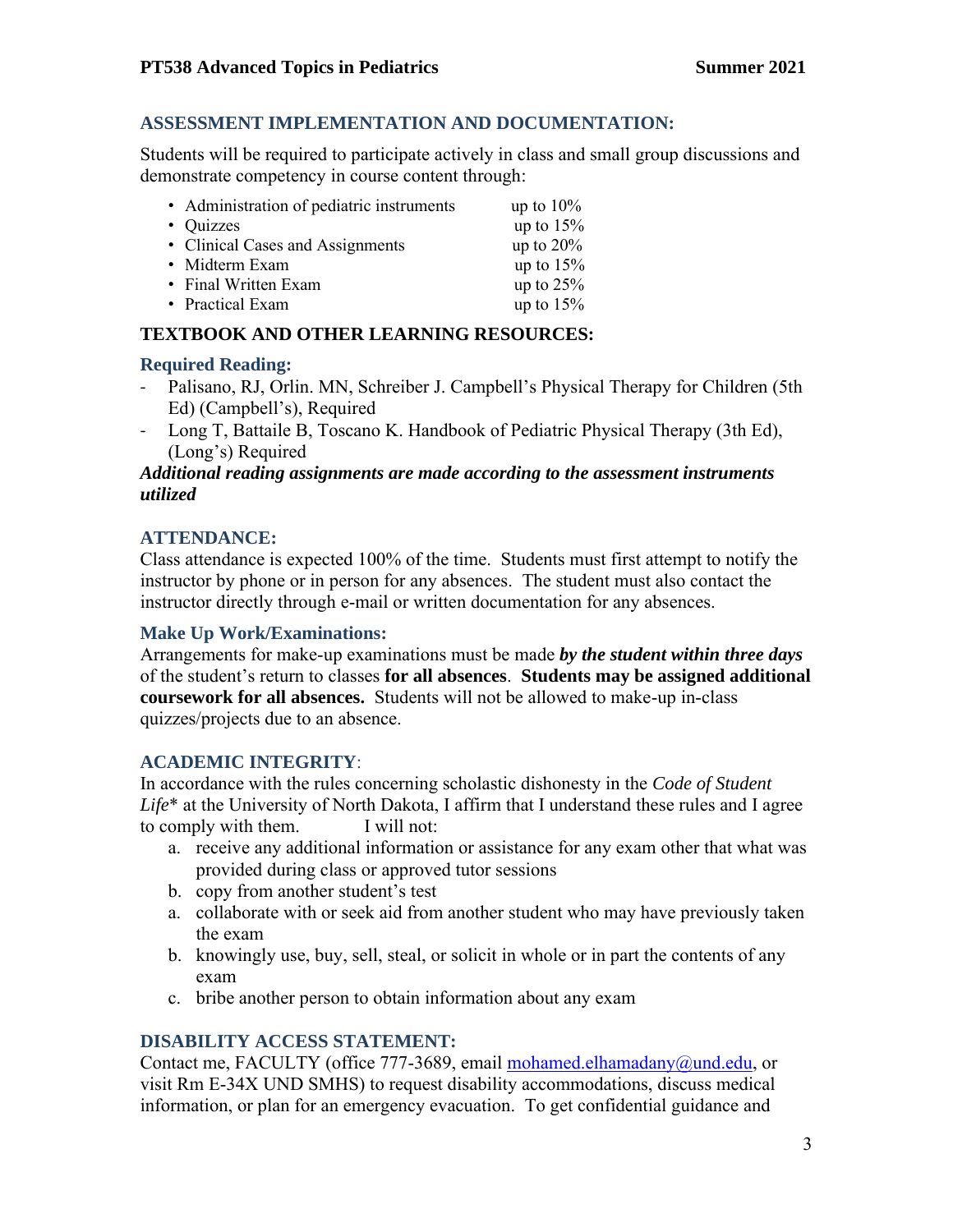## ASSESSMENT IMPLEMENTATION AND DOCUMENTATION:

Students will be required to participate actively in class and small group discussions and demonstrate competency in course content through:

- Administration of pediatric instruments up to 10%
- Quizzes up to 15%
- Clinical Cases and Assignments up to 20%
- Midterm Exam up to 15%
- Final Written Exam up to 25%
- Practical Exam up to 15%

## TEXTBOOK AND OTHER LEARNING RESOURCES:

### Required Reading:

- Palisano, RJ, Orlin. MN, Schreiber J. Campbell's Physical Therapy for Children (5th Ed) (Campbell's), Required
- Long T, Battaile B, Toscano K. Handbook of Pediatric Physical Therapy (3th Ed), (Long's) Required

***Additional reading assignments are made according to the assessment instruments utilized***

## ATTENDANCE:

Class attendance is expected 100% of the time. Students must first attempt to notify the instructor by phone or in person for any absences. The student must also contact the instructor directly through e-mail or written documentation for any absences.

### Make Up Work/Examinations:

Arrangements for make-up examinations must be made ***by the student within three days*** of the student's return to classes **for all absences**. **Students may be assigned additional coursework for all absences.** Students will not be allowed to make-up in-class quizzes/projects due to an absence.

## ACADEMIC INTEGRITY:

In accordance with the rules concerning scholastic dishonesty in the *Code of Student Life*\* at the University of North Dakota, I affirm that I understand these rules and I agree to comply with them. I will not:

a. receive any additional information or assistance for any exam other that what was provided during class or approved tutor sessions
b. copy from another student's test
a. collaborate with or seek aid from another student who may have previously taken the exam
b. knowingly use, buy, sell, steal, or solicit in whole or in part the contents of any exam
c. bribe another person to obtain information about any exam

## DISABILITY ACCESS STATEMENT:

Contact me, FACULTY (office 777-3689, email mohamed.elhamadany@und.edu, or visit Rm E-34X UND SMHS) to request disability accommodations, discuss medical information, or plan for an emergency evacuation. To get confidential guidance and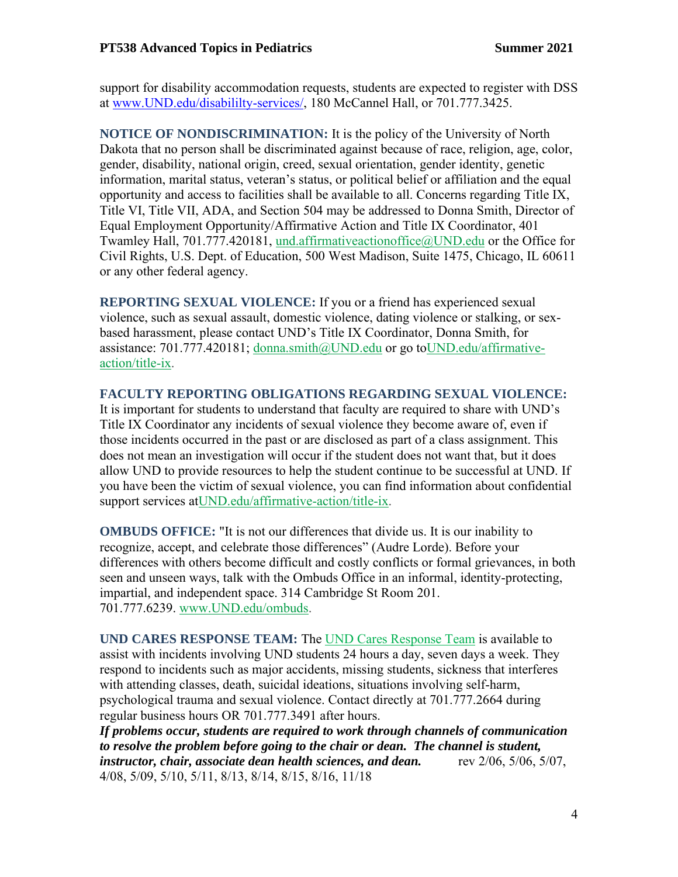support for disability accommodation requests, students are expected to register with DSS at [www.UND.edu/disabililty-services/](www.UND.edu/disabililty-services/), 180 McCannel Hall, or 701.777.3425.

**NOTICE OF NONDISCRIMINATION:** It is the policy of the University of North Dakota that no person shall be discriminated against because of race, religion, age, color, gender, disability, national origin, creed, sexual orientation, gender identity, genetic information, marital status, veteran's status, or political belief or affiliation and the equal opportunity and access to facilities shall be available to all. Concerns regarding Title IX, Title VI, Title VII, ADA, and Section 504 may be addressed to Donna Smith, Director of Equal Employment Opportunity/Affirmative Action and Title IX Coordinator, 401 Twamley Hall, 701.777.420181, und.affirmativeactionoffice@UND.edu or the Office for Civil Rights, U.S. Dept. of Education, 500 West Madison, Suite 1475, Chicago, IL 60611 or any other federal agency.

**REPORTING SEXUAL VIOLENCE:** If you or a friend has experienced sexual violence, such as sexual assault, domestic violence, dating violence or stalking, or sex-based harassment, please contact UND's Title IX Coordinator, Donna Smith, for assistance: 701.777.420181; donna.smith@UND.edu or go toUND.edu/affirmative-action/title-ix.

**FACULTY REPORTING OBLIGATIONS REGARDING SEXUAL VIOLENCE:** It is important for students to understand that faculty are required to share with UND's Title IX Coordinator any incidents of sexual violence they become aware of, even if those incidents occurred in the past or are disclosed as part of a class assignment. This does not mean an investigation will occur if the student does not want that, but it does allow UND to provide resources to help the student continue to be successful at UND. If you have been the victim of sexual violence, you can find information about confidential support services atUND.edu/affirmative-action/title-ix.

**OMBUDS OFFICE:** "It is not our differences that divide us. It is our inability to recognize, accept, and celebrate those differences" (Audre Lorde). Before your differences with others become difficult and costly conflicts or formal grievances, in both seen and unseen ways, talk with the Ombuds Office in an informal, identity-protecting, impartial, and independent space. 314 Cambridge St Room 201. 701.777.6239. www.UND.edu/ombuds.

**UND CARES RESPONSE TEAM:** The UND Cares Response Team is available to assist with incidents involving UND students 24 hours a day, seven days a week. They respond to incidents such as major accidents, missing students, sickness that interferes with attending classes, death, suicidal ideations, situations involving self-harm, psychological trauma and sexual violence. Contact directly at 701.777.2664 during regular business hours OR 701.777.3491 after hours.

***If problems occur, students are required to work through channels of communication to resolve the problem before going to the chair or dean. The channel is student, instructor, chair, associate dean health sciences, and dean.*** rev 2/06, 5/06, 5/07, 4/08, 5/09, 5/10, 5/11, 8/13, 8/14, 8/15, 8/16, 11/18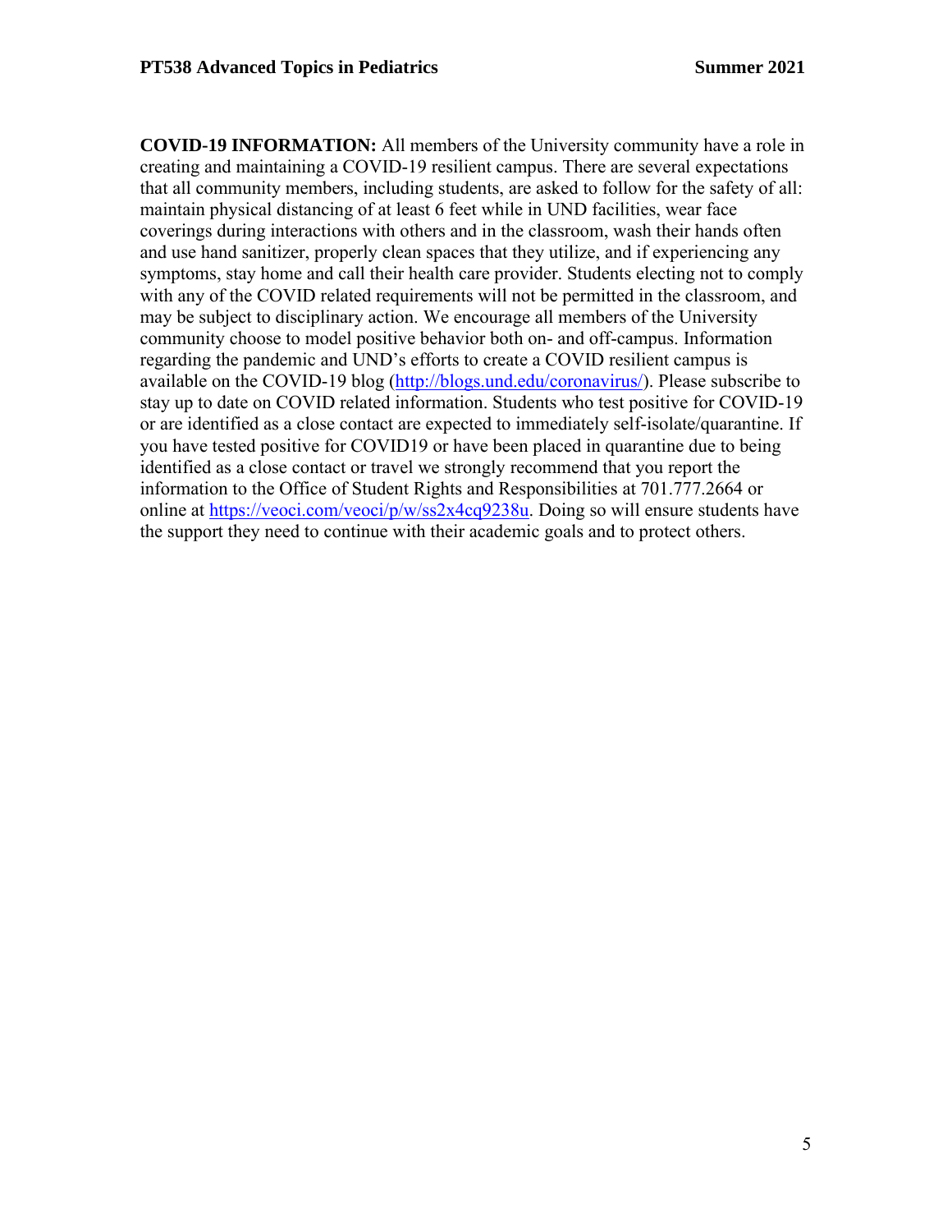**COVID-19 INFORMATION:** All members of the University community have a role in creating and maintaining a COVID-19 resilient campus. There are several expectations that all community members, including students, are asked to follow for the safety of all: maintain physical distancing of at least 6 feet while in UND facilities, wear face coverings during interactions with others and in the classroom, wash their hands often and use hand sanitizer, properly clean spaces that they utilize, and if experiencing any symptoms, stay home and call their health care provider. Students electing not to comply with any of the COVID related requirements will not be permitted in the classroom, and may be subject to disciplinary action. We encourage all members of the University community choose to model positive behavior both on- and off-campus. Information regarding the pandemic and UND's efforts to create a COVID resilient campus is available on the COVID-19 blog (http://blogs.und.edu/coronavirus/). Please subscribe to stay up to date on COVID related information. Students who test positive for COVID-19 or are identified as a close contact are expected to immediately self-isolate/quarantine. If you have tested positive for COVID19 or have been placed in quarantine due to being identified as a close contact or travel we strongly recommend that you report the information to the Office of Student Rights and Responsibilities at 701.777.2664 or online at https://veoci.com/veoci/p/w/ss2x4cq9238u. Doing so will ensure students have the support they need to continue with their academic goals and to protect others.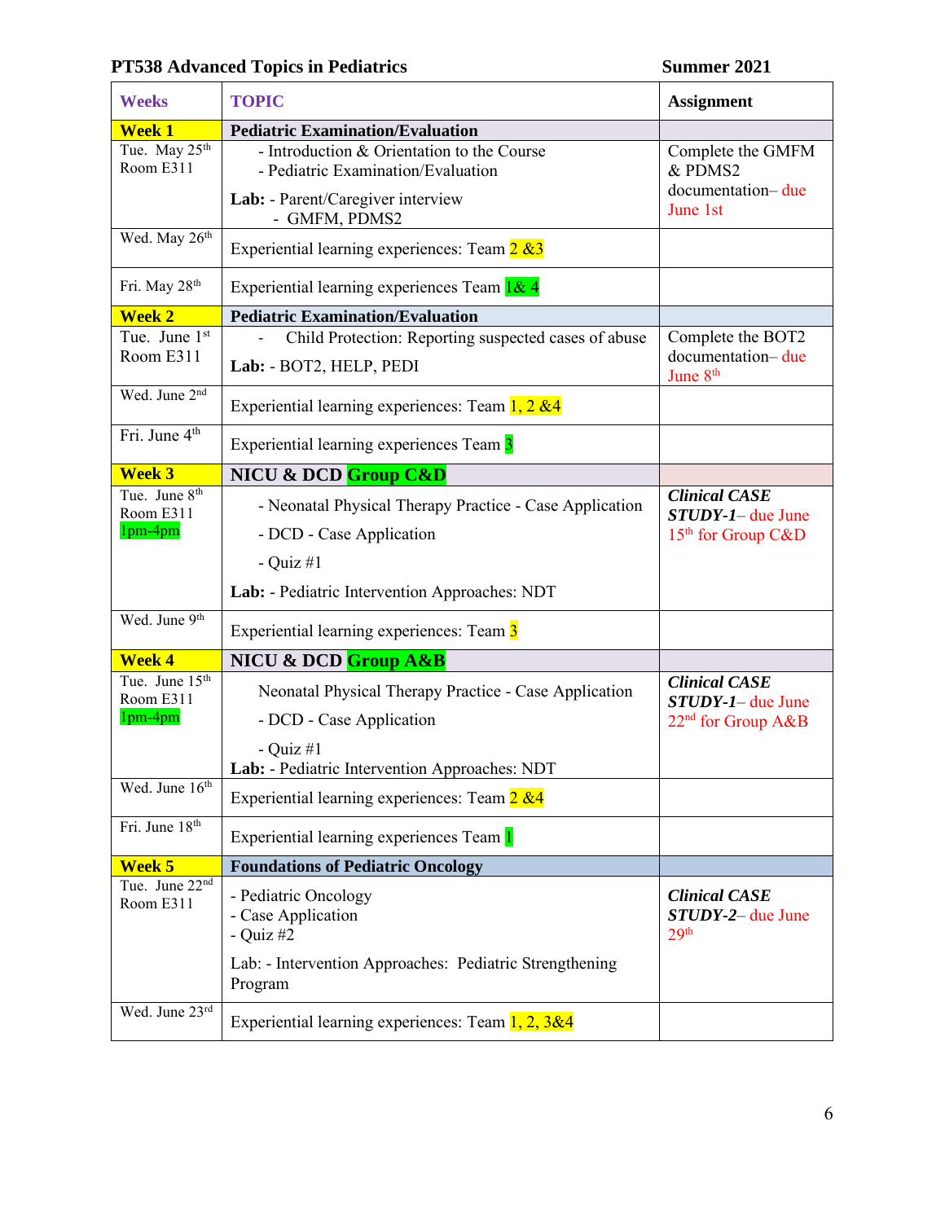**PT538 Advanced Topics in Pediatrics** **Summer 2021**

| Weeks | TOPIC | Assignment |
|---|---|---|
| **Week 1** | **Pediatric Examination/Evaluation** | |
| Tue. May 25th Room E311 | - Introduction & Orientation to the Course<br>- Pediatric Examination/Evaluation<br>**Lab:** - Parent/Caregiver interview<br>- GMFM, PDMS2 | Complete the GMFM & PDMS2 documentation– due June 1st |
| Wed. May 26th | Experiential learning experiences: Team 2 &3 | |
| Fri. May 28th | Experiential learning experiences Team 1& 4 | |
| **Week 2** | **Pediatric Examination/Evaluation** | |
| Tue. June 1st Room E311 | - Child Protection: Reporting suspected cases of abuse<br>**Lab:** - BOT2, HELP, PEDI | Complete the BOT2 documentation– due June 8th |
| Wed. June 2nd | Experiential learning experiences: Team 1, 2 &4 | |
| Fri. June 4th | Experiential learning experiences Team 3 | |
| **Week 3** | **NICU & DCD Group C&D** | |
| Tue. June 8th Room E311 1pm-4pm | - Neonatal Physical Therapy Practice - Case Application<br>- DCD - Case Application<br>- Quiz #1<br>**Lab:** - Pediatric Intervention Approaches: NDT | ***Clinical CASE STUDY-1***– due June 15th for Group C&D |
| Wed. June 9th | Experiential learning experiences: Team 3 | |
| **Week 4** | **NICU & DCD Group A&B** | |
| Tue. June 15th Room E311 1pm-4pm | Neonatal Physical Therapy Practice - Case Application<br>- DCD - Case Application<br>- Quiz #1<br>**Lab:** - Pediatric Intervention Approaches: NDT | ***Clinical CASE STUDY-1***– due June 22nd for Group A&B |
| Wed. June 16th | Experiential learning experiences: Team 2 &4 | |
| Fri. June 18th | Experiential learning experiences Team 1 | |
| **Week 5** | **Foundations of Pediatric Oncology** | |
| Tue. June 22nd Room E311 | - Pediatric Oncology<br>- Case Application<br>- Quiz #2<br>Lab: - Intervention Approaches: Pediatric Strengthening Program | ***Clinical CASE STUDY-2***– due June 29th |
| Wed. June 23rd | Experiential learning experiences: Team 1, 2, 3&4 | |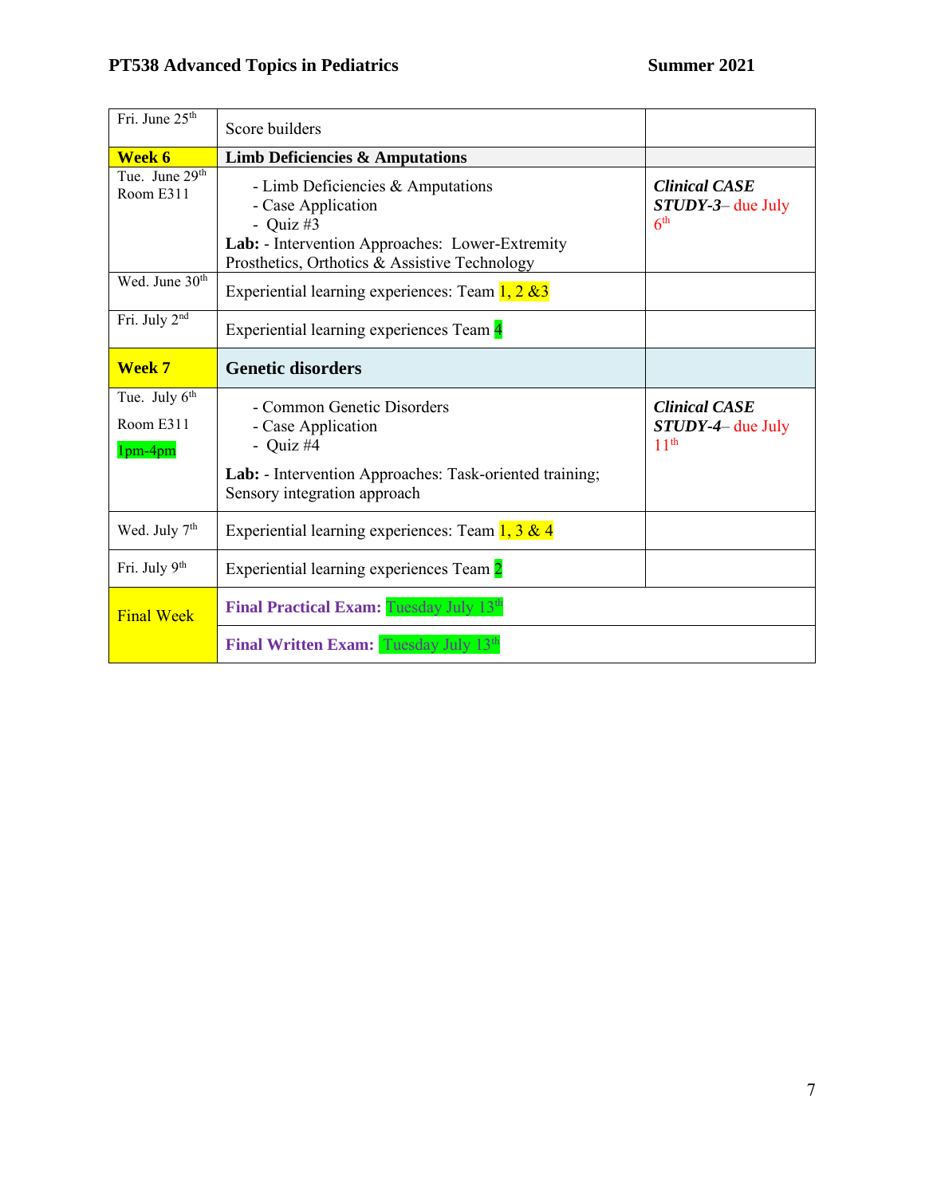| | | |
|---|---|---|
| Fri. June 25th | Score builders | |
| **Week 6** | **Limb Deficiencies & Amputations** | |
| Tue. June 29th Room E311 | - Limb Deficiencies & Amputations<br>- Case Application<br>- Quiz #3<br>**Lab:** - Intervention Approaches: Lower-Extremity Prosthetics, Orthotics & Assistive Technology | ***Clinical CASE STUDY-3***– due July 6th |
| Wed. June 30th | Experiential learning experiences: Team 1, 2 &3 | |
| Fri. July 2nd | Experiential learning experiences Team 4 | |
| **Week 7** | **Genetic disorders** | |
| Tue. July 6th Room E311 1pm-4pm | - Common Genetic Disorders<br>- Case Application<br>- Quiz #4<br>**Lab:** - Intervention Approaches: Task-oriented training; Sensory integration approach | ***Clinical CASE STUDY-4***– due July 11th |
| Wed. July 7th | Experiential learning experiences: Team 1, 3 & 4 | |
| Fri. July 9th | Experiential learning experiences Team 2 | |
| Final Week | **Final Practical Exam:** Tuesday July 13th | |
| | **Final Written Exam:** Tuesday July 13th | |